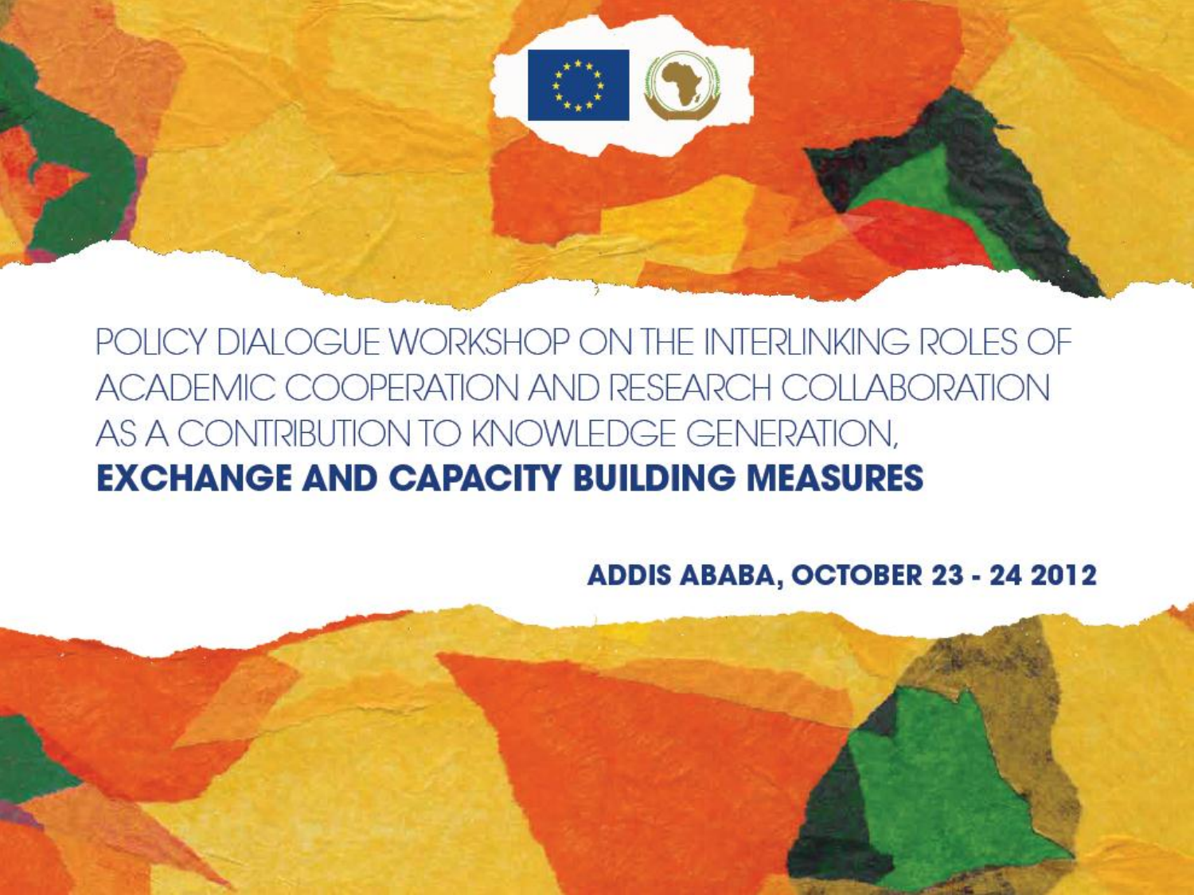# POLICY DIALOGUE WORKSHOP ON THE INTERLINKING ROLES OF ACADEMIC COOPERATION AND RESEARCH COLLABORATION AS A CONTRIBUTION TO KNOWLEDGE GENERATION, **EXCHANGE AND CAPACITY BUILDING MEASURES**

**ADDIS ABABA, OCTOBER 23 - 24 2012**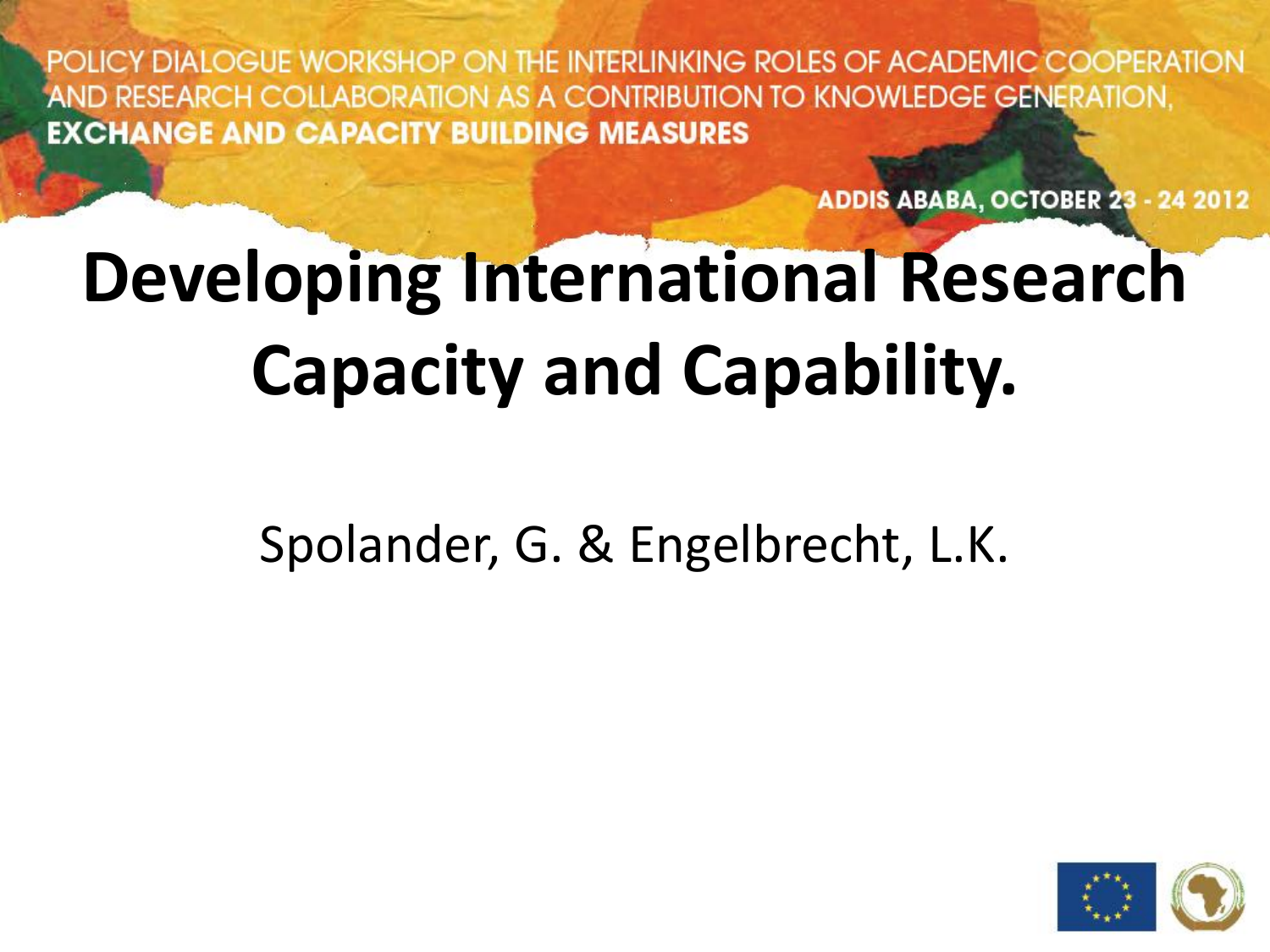POLICY DIALOGUE WORKSHOP ON THE INTERLINKING ROLES OF ACADEMIC COOPERATION AND RESEARCH COLLABORATION AS A CONTRIBUTION TO KNOWLEDGE GENERATION, **EXCHANGE AND CAPACITY BUILDING MEASURES**

**ADDIS ABABA, OCTOBER 23 - 24 2012**

# Developing International Research Capacity and Capability.

Spolander, G. & Engelbrecht, L.K.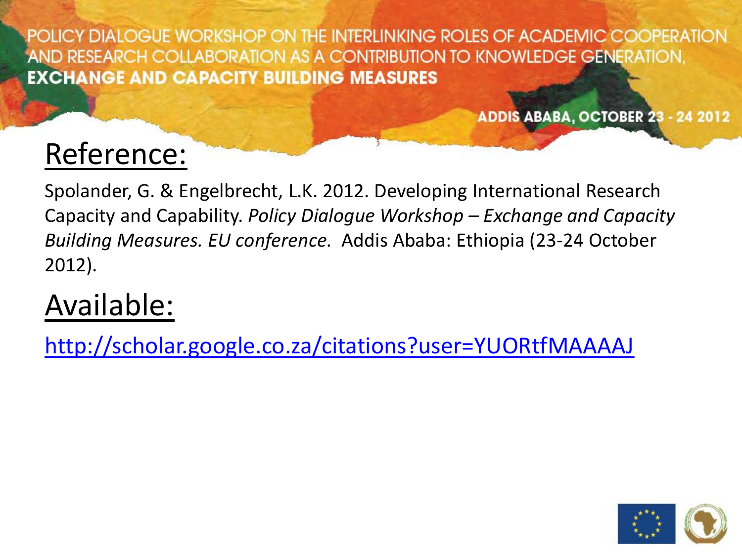## Reference:

Spolander, G. & Engelbrecht, L.K. 2012. Developing International Research Capacity and Capability. *Policy Dialogue Workshop – Exchange and Capacity Building Measures. EU conference.* Addis Ababa: Ethiopia (23-24 October 2012).

## Available:

http://scholar.google.co.za/citations?user=YUORtfMAAAAJ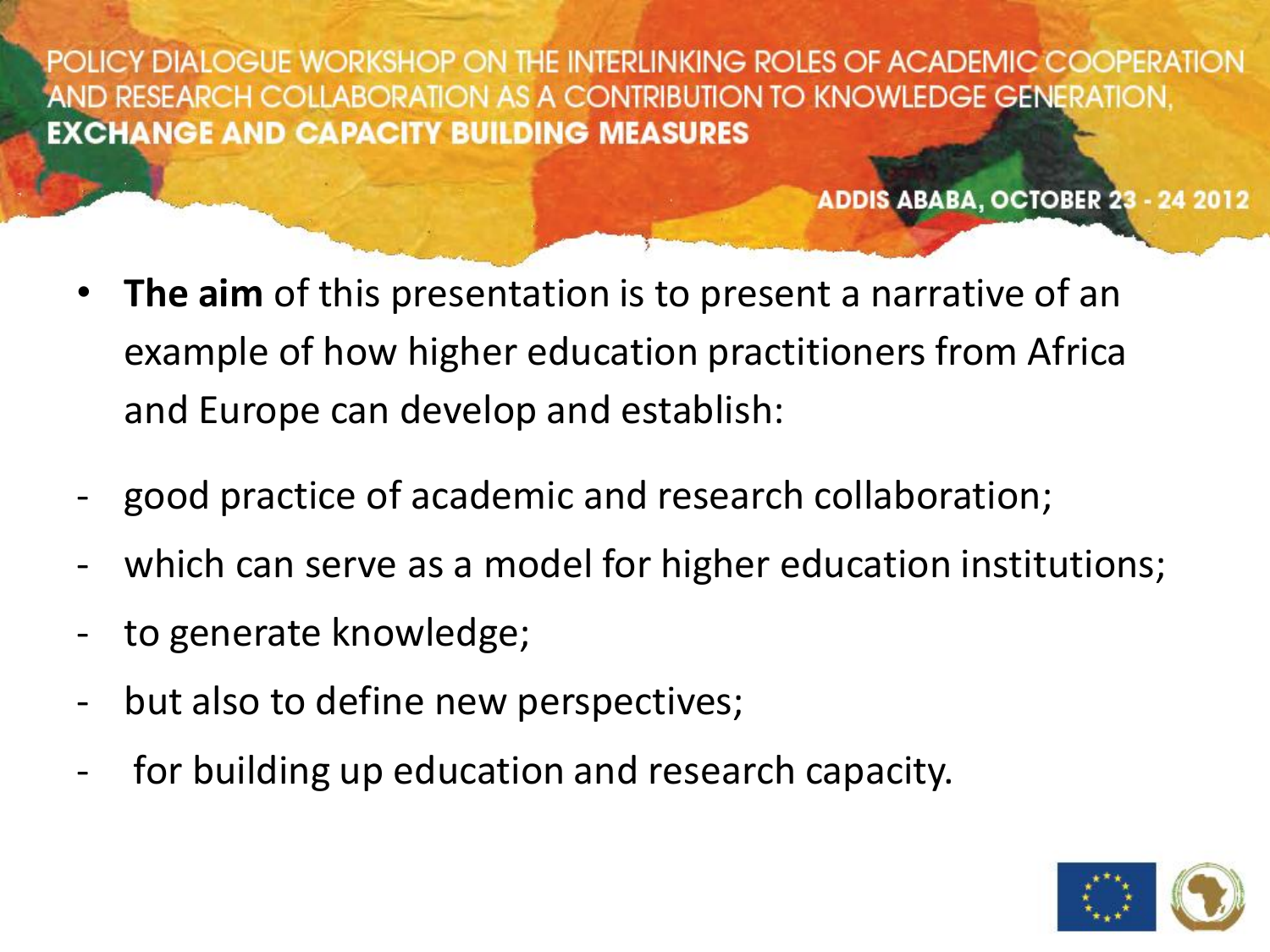- **The aim** of this presentation is to present a narrative of an example of how higher education practitioners from Africa and Europe can develop and establish:

- good practice of academic and research collaboration;
- which can serve as a model for higher education institutions;
- to generate knowledge;
- but also to define new perspectives;
- for building up education and research capacity.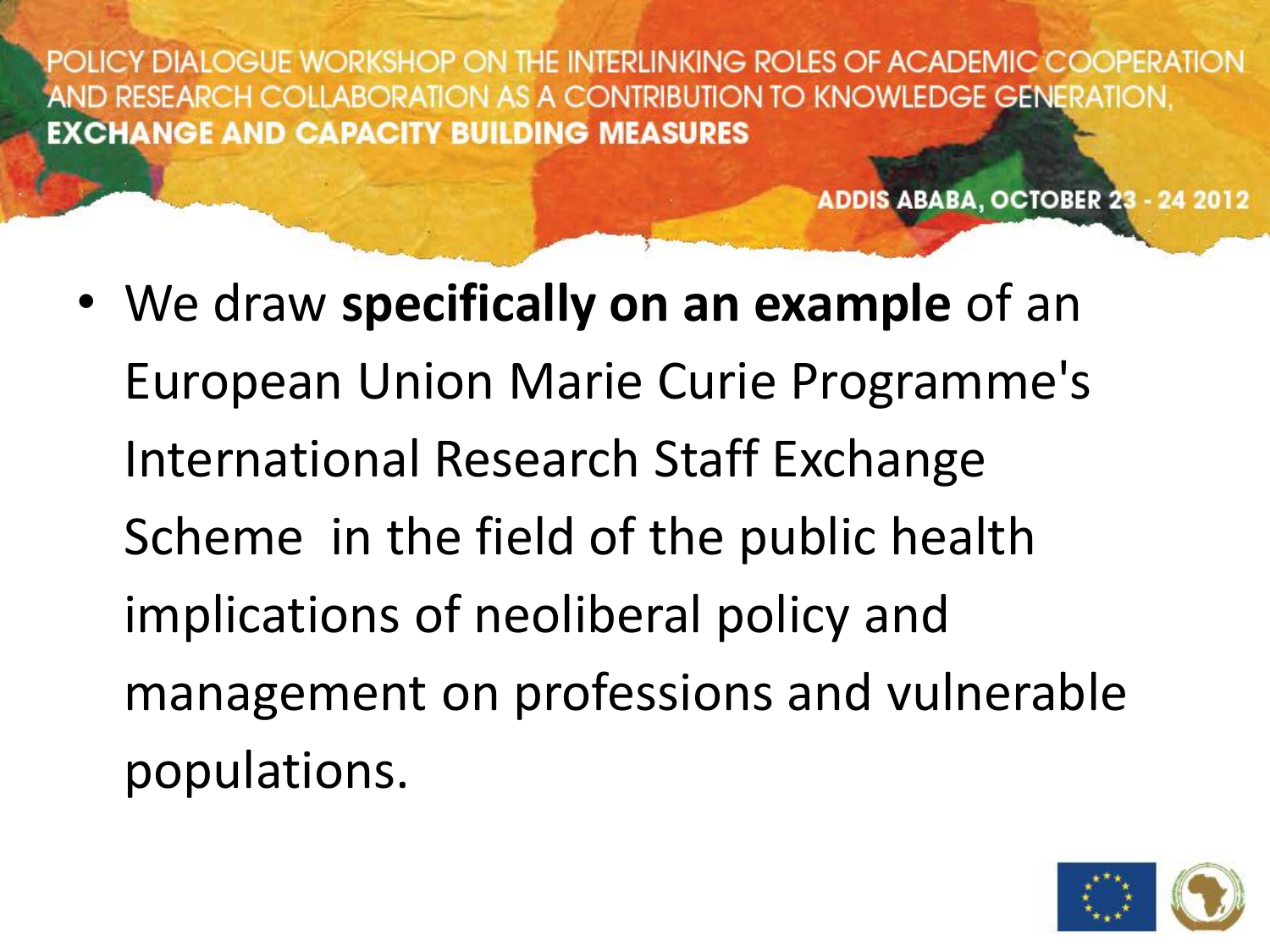- We draw **specifically on an example** of an European Union Marie Curie Programme's International Research Staff Exchange Scheme in the field of the public health implications of neoliberal policy and management on professions and vulnerable populations.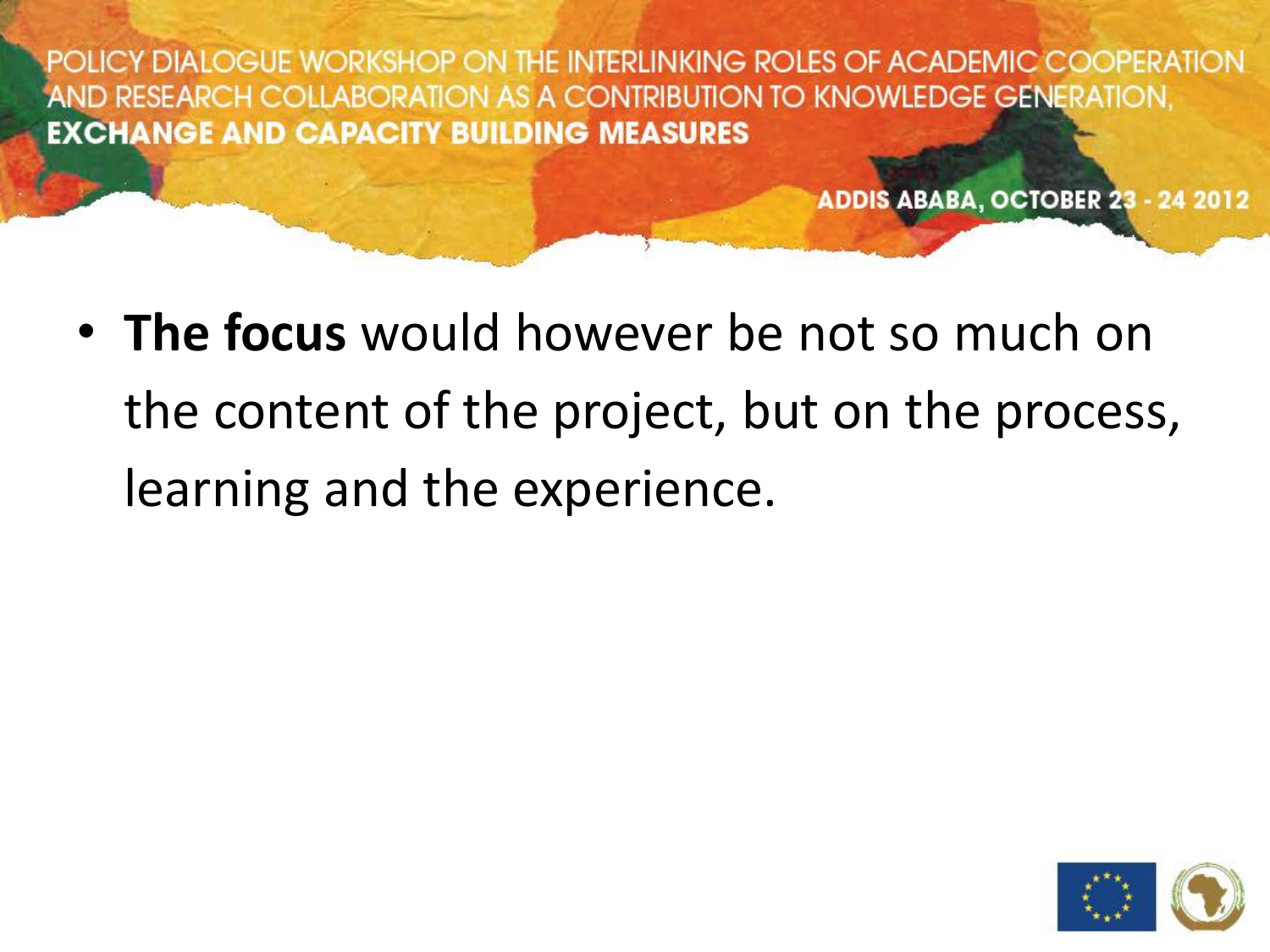- **The focus** would however be not so much on the content of the project, but on the process, learning and the experience.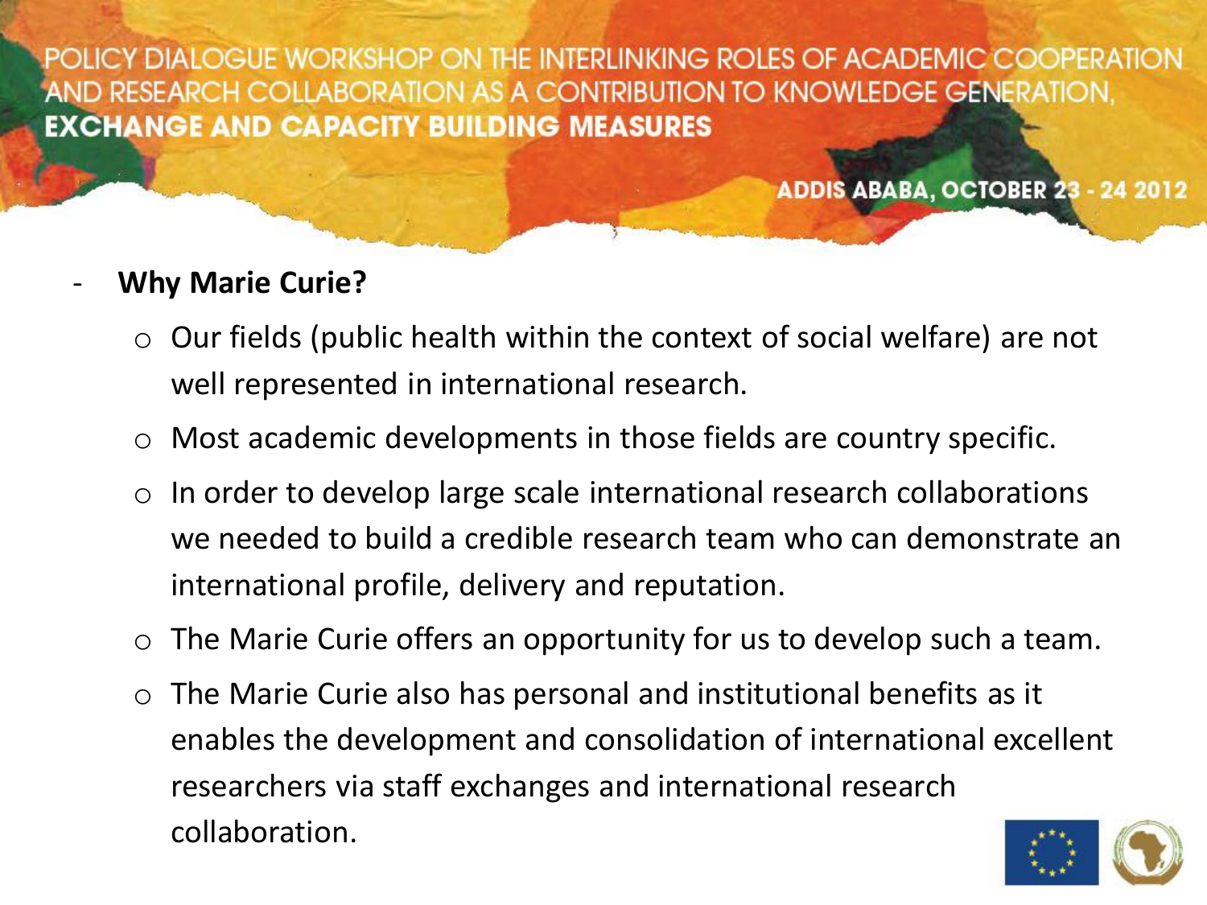- **Why Marie Curie?**
  - Our fields (public health within the context of social welfare) are not well represented in international research.
  - Most academic developments in those fields are country specific.
  - In order to develop large scale international research collaborations we needed to build a credible research team who can demonstrate an international profile, delivery and reputation.
  - The Marie Curie offers an opportunity for us to develop such a team.
  - The Marie Curie also has personal and institutional benefits as it enables the development and consolidation of international excellent researchers via staff exchanges and international research collaboration.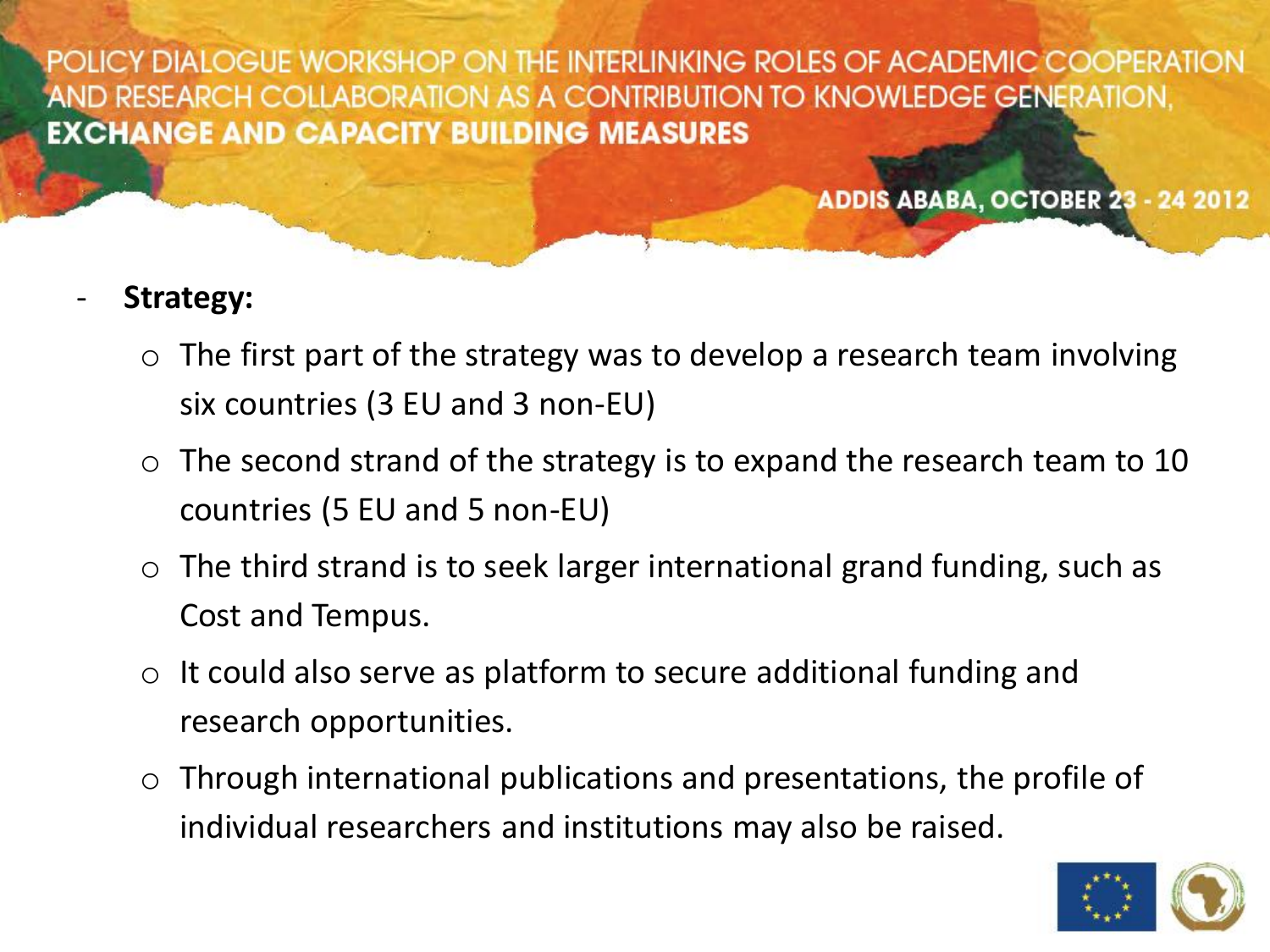- **Strategy:**
  - The first part of the strategy was to develop a research team involving six countries (3 EU and 3 non-EU)
  - The second strand of the strategy is to expand the research team to 10 countries (5 EU and 5 non-EU)
  - The third strand is to seek larger international grand funding, such as Cost and Tempus.
  - It could also serve as platform to secure additional funding and research opportunities.
  - Through international publications and presentations, the profile of individual researchers and institutions may also be raised.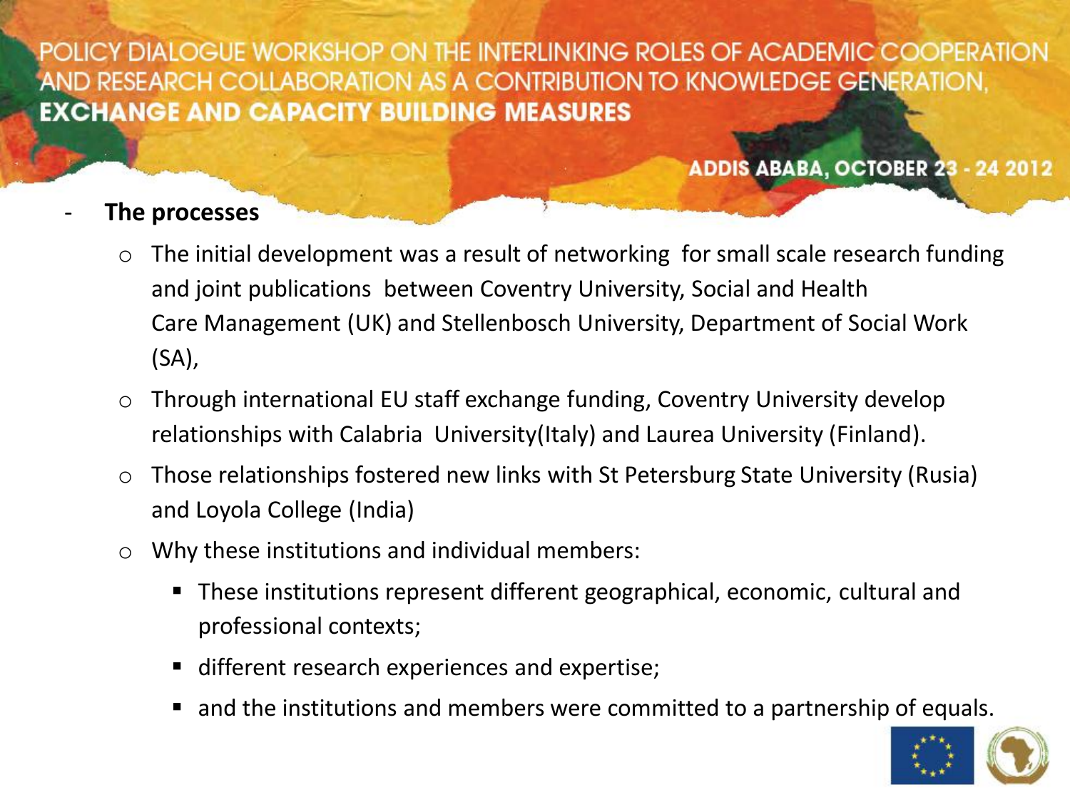- **The processes**
  - The initial development was a result of networking for small scale research funding and joint publications between Coventry University, Social and Health Care Management (UK) and Stellenbosch University, Department of Social Work (SA),
  - Through international EU staff exchange funding, Coventry University develop relationships with Calabria University(Italy) and Laurea University (Finland).
  - Those relationships fostered new links with St Petersburg State University (Rusia) and Loyola College (India)
  - Why these institutions and individual members:
    - These institutions represent different geographical, economic, cultural and professional contexts;
    - different research experiences and expertise;
    - and the institutions and members were committed to a partnership of equals.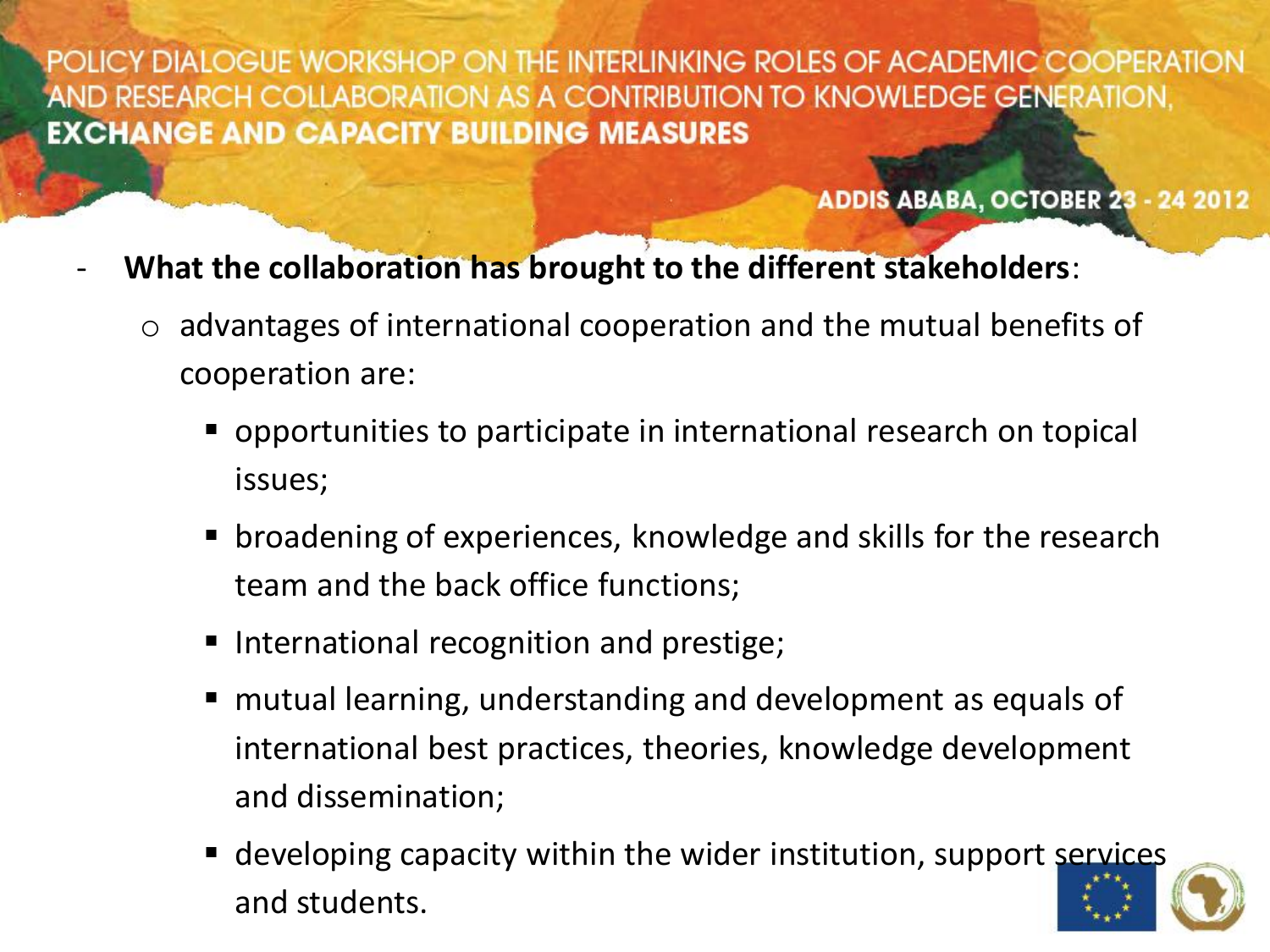- **What the collaboration has brought to the different stakeholders**:
  - advantages of international cooperation and the mutual benefits of cooperation are:
    - opportunities to participate in international research on topical issues;
    - broadening of experiences, knowledge and skills for the research team and the back office functions;
    - International recognition and prestige;
    - mutual learning, understanding and development as equals of international best practices, theories, knowledge development and dissemination;
    - developing capacity within the wider institution, support services and students.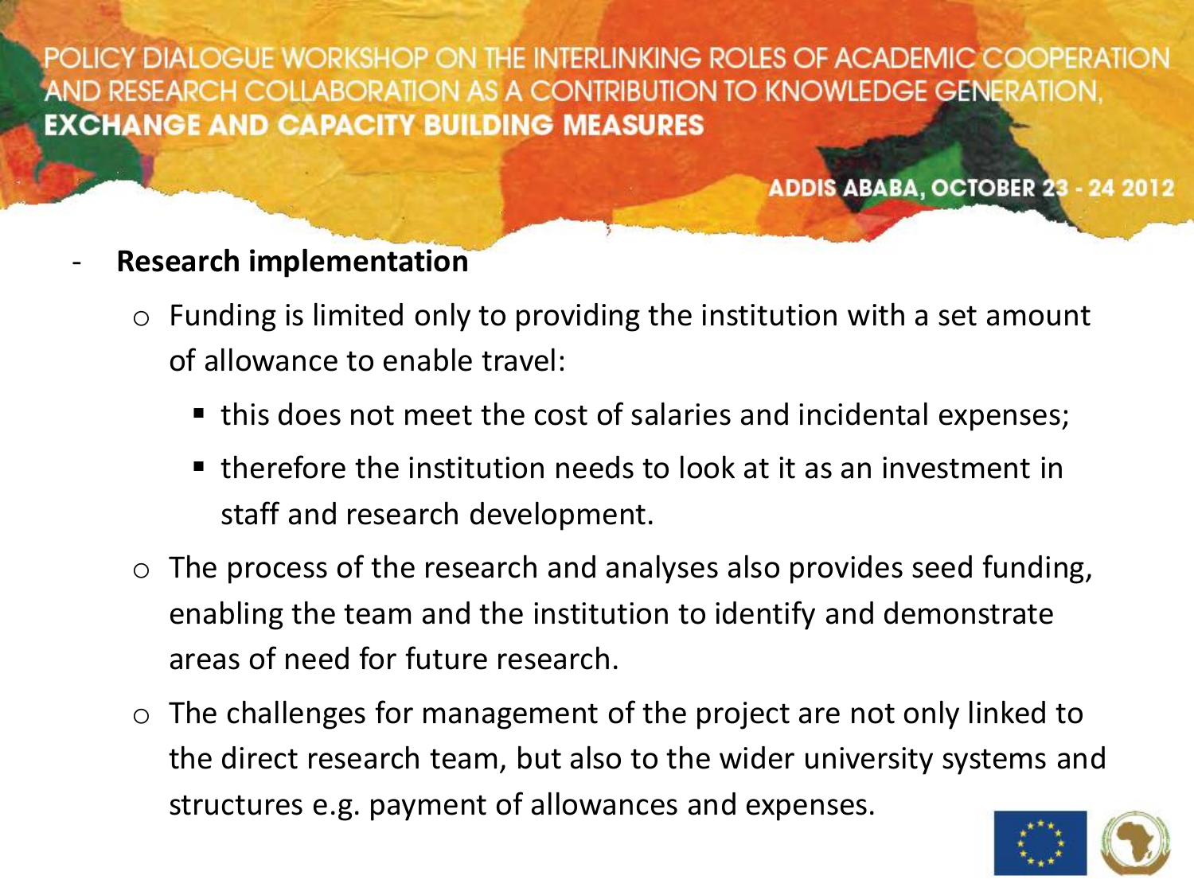- **Research implementation**
  - Funding is limited only to providing the institution with a set amount of allowance to enable travel:
    - this does not meet the cost of salaries and incidental expenses;
    - therefore the institution needs to look at it as an investment in staff and research development.
  - The process of the research and analyses also provides seed funding, enabling the team and the institution to identify and demonstrate areas of need for future research.
  - The challenges for management of the project are not only linked to the direct research team, but also to the wider university systems and structures e.g. payment of allowances and expenses.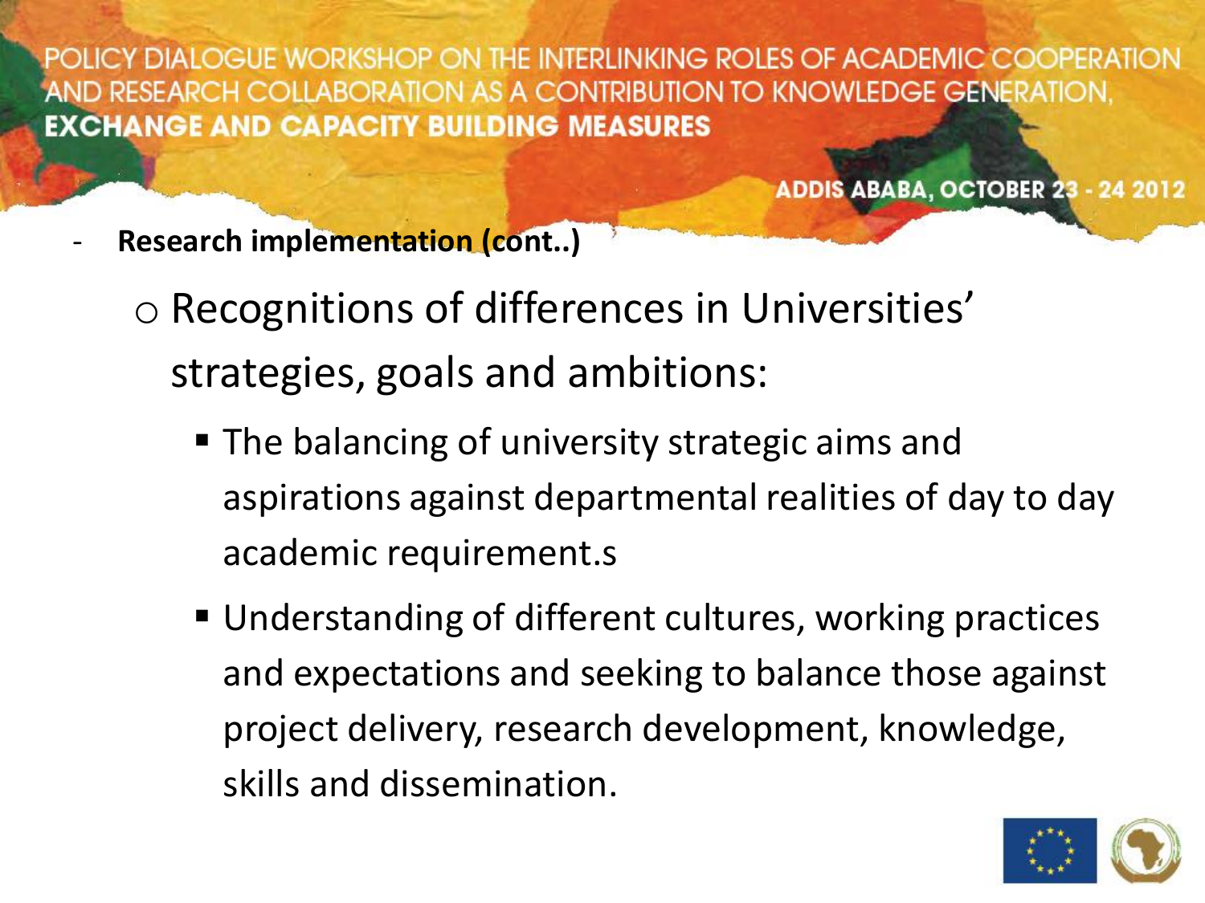- **Research implementation (cont..)**
  - Recognitions of differences in Universities' strategies, goals and ambitions:
    - The balancing of university strategic aims and aspirations against departmental realities of day to day academic requirement.s
    - Understanding of different cultures, working practices and expectations and seeking to balance those against project delivery, research development, knowledge, skills and dissemination.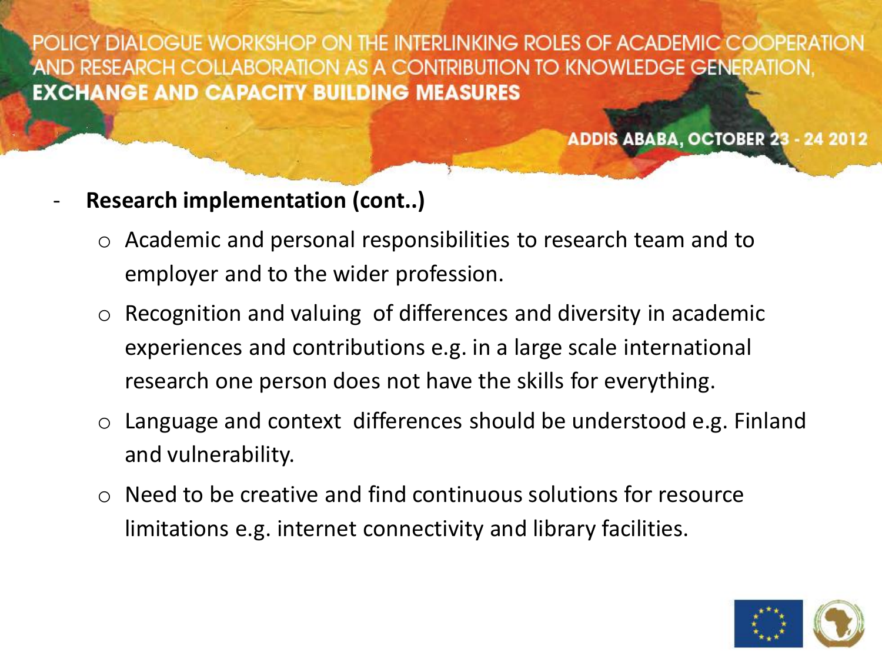- **Research implementation (cont..)**
  - Academic and personal responsibilities to research team and to employer and to the wider profession.
  - Recognition and valuing of differences and diversity in academic experiences and contributions e.g. in a large scale international research one person does not have the skills for everything.
  - Language and context differences should be understood e.g. Finland and vulnerability.
  - Need to be creative and find continuous solutions for resource limitations e.g. internet connectivity and library facilities.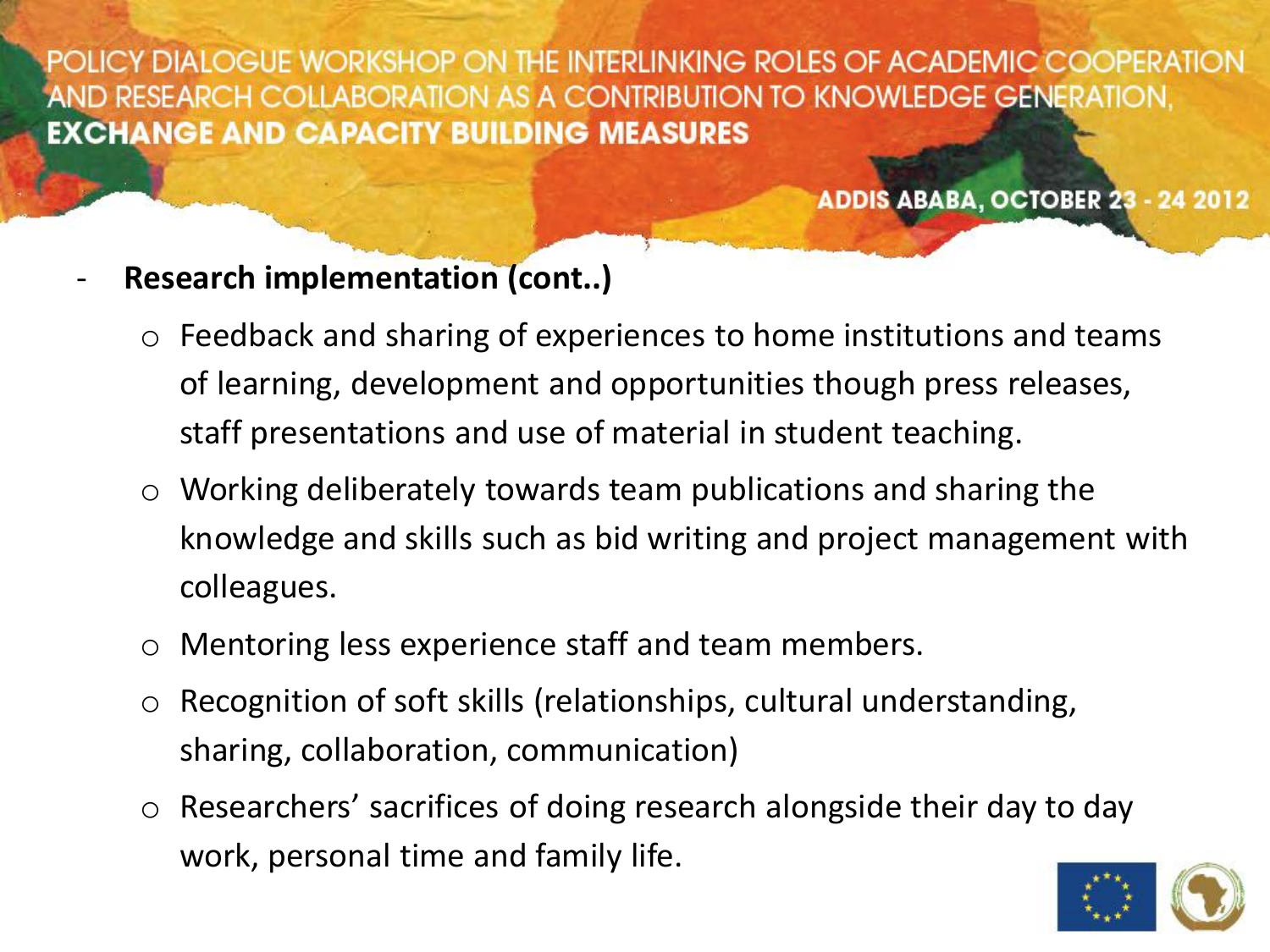- **Research implementation (cont..)**
  - Feedback and sharing of experiences to home institutions and teams of learning, development and opportunities though press releases, staff presentations and use of material in student teaching.
  - Working deliberately towards team publications and sharing the knowledge and skills such as bid writing and project management with colleagues.
  - Mentoring less experience staff and team members.
  - Recognition of soft skills (relationships, cultural understanding, sharing, collaboration, communication)
  - Researchers' sacrifices of doing research alongside their day to day work, personal time and family life.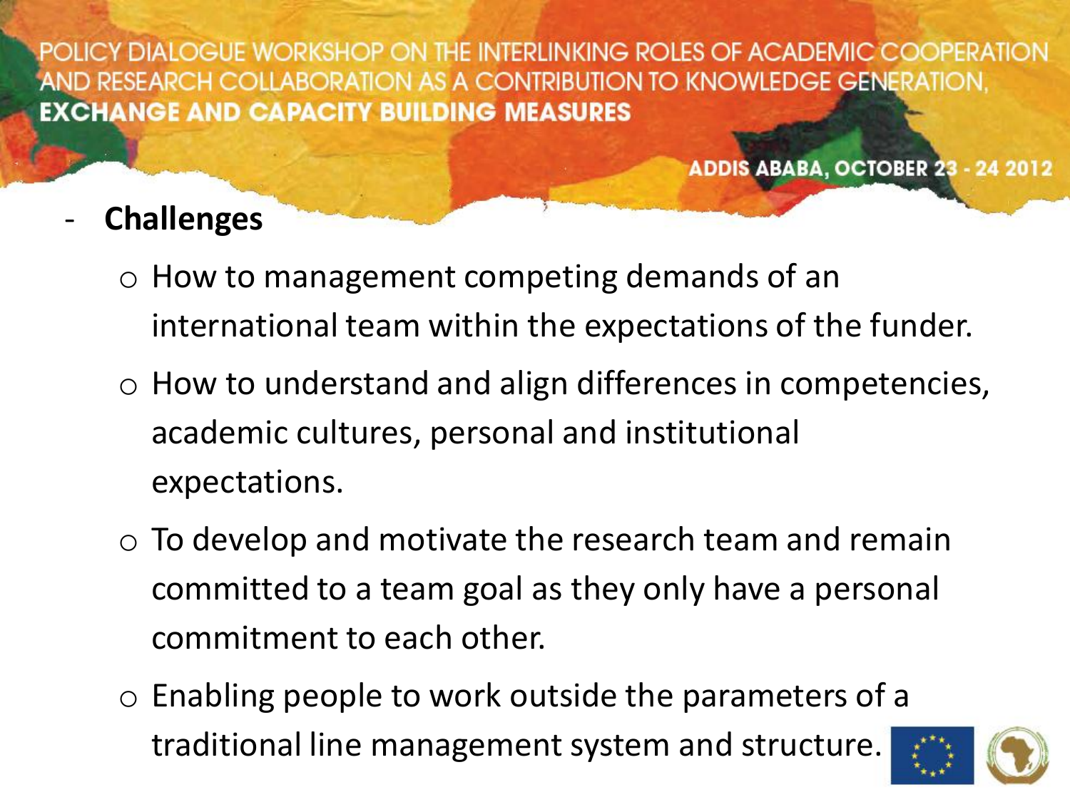- **Challenges**
  - How to management competing demands of an international team within the expectations of the funder.
  - How to understand and align differences in competencies, academic cultures, personal and institutional expectations.
  - To develop and motivate the research team and remain committed to a team goal as they only have a personal commitment to each other.
  - Enabling people to work outside the parameters of a traditional line management system and structure.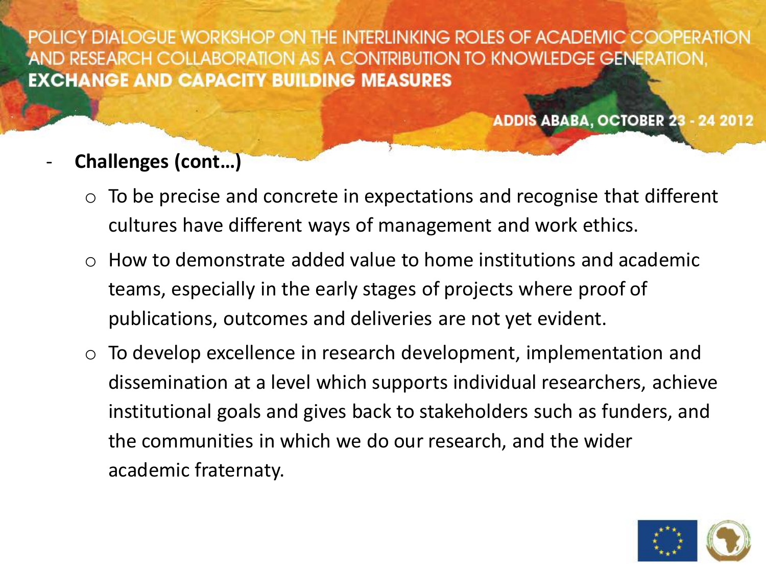- **Challenges (cont…)**
  - To be precise and concrete in expectations and recognise that different cultures have different ways of management and work ethics.
  - How to demonstrate added value to home institutions and academic teams, especially in the early stages of projects where proof of publications, outcomes and deliveries are not yet evident.
  - To develop excellence in research development, implementation and dissemination at a level which supports individual researchers, achieve institutional goals and gives back to stakeholders such as funders, and the communities in which we do our research, and the wider academic fraternaty.